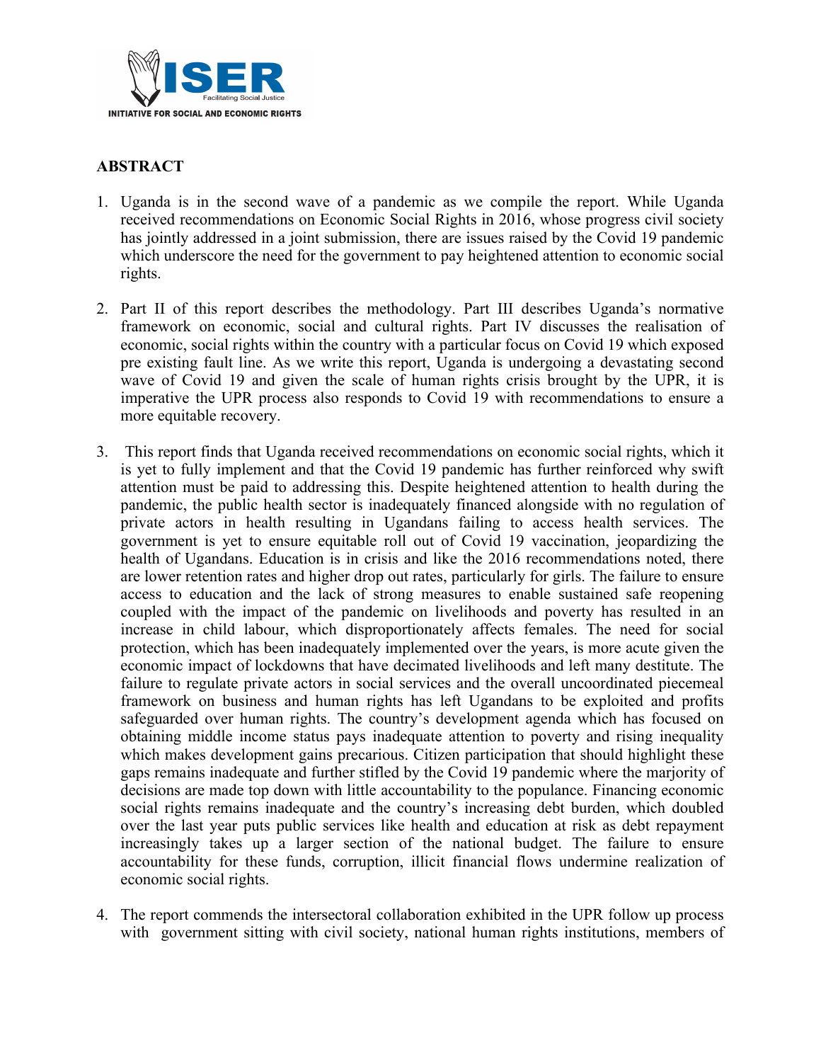ISER

Facilitating Social Justice

INITIATIVE FOR SOCIAL AND ECONOMIC RIGHTS

## ABSTRACT

1. Uganda is in the second wave of a pandemic as we compile the report. While Uganda received recommendations on Economic Social Rights in 2016, whose progress civil society has jointly addressed in a joint submission, there are issues raised by the Covid 19 pandemic which underscore the need for the government to pay heightened attention to economic social rights.

2. Part II of this report describes the methodology. Part III describes Uganda's normative framework on economic, social and cultural rights. Part IV discusses the realisation of economic, social rights within the country with a particular focus on Covid 19 which exposed pre existing fault line. As we write this report, Uganda is undergoing a devastating second wave of Covid 19 and given the scale of human rights crisis brought by the UPR, it is imperative the UPR process also responds to Covid 19 with recommendations to ensure a more equitable recovery.

3. This report finds that Uganda received recommendations on economic social rights, which it is yet to fully implement and that the Covid 19 pandemic has further reinforced why swift attention must be paid to addressing this. Despite heightened attention to health during the pandemic, the public health sector is inadequately financed alongside with no regulation of private actors in health resulting in Ugandans failing to access health services. The government is yet to ensure equitable roll out of Covid 19 vaccination, jeopardizing the health of Ugandans. Education is in crisis and like the 2016 recommendations noted, there are lower retention rates and higher drop out rates, particularly for girls. The failure to ensure access to education and the lack of strong measures to enable sustained safe reopening coupled with the impact of the pandemic on livelihoods and poverty has resulted in an increase in child labour, which disproportionately affects females. The need for social protection, which has been inadequately implemented over the years, is more acute given the economic impact of lockdowns that have decimated livelihoods and left many destitute. The failure to regulate private actors in social services and the overall uncoordinated piecemeal framework on business and human rights has left Ugandans to be exploited and profits safeguarded over human rights. The country's development agenda which has focused on obtaining middle income status pays inadequate attention to poverty and rising inequality which makes development gains precarious. Citizen participation that should highlight these gaps remains inadequate and further stifled by the Covid 19 pandemic where the marjority of decisions are made top down with little accountability to the populance. Financing economic social rights remains inadequate and the country's increasing debt burden, which doubled over the last year puts public services like health and education at risk as debt repayment increasingly takes up a larger section of the national budget. The failure to ensure accountability for these funds, corruption, illicit financial flows undermine realization of economic social rights.

4. The report commends the intersectoral collaboration exhibited in the UPR follow up process with government sitting with civil society, national human rights institutions, members of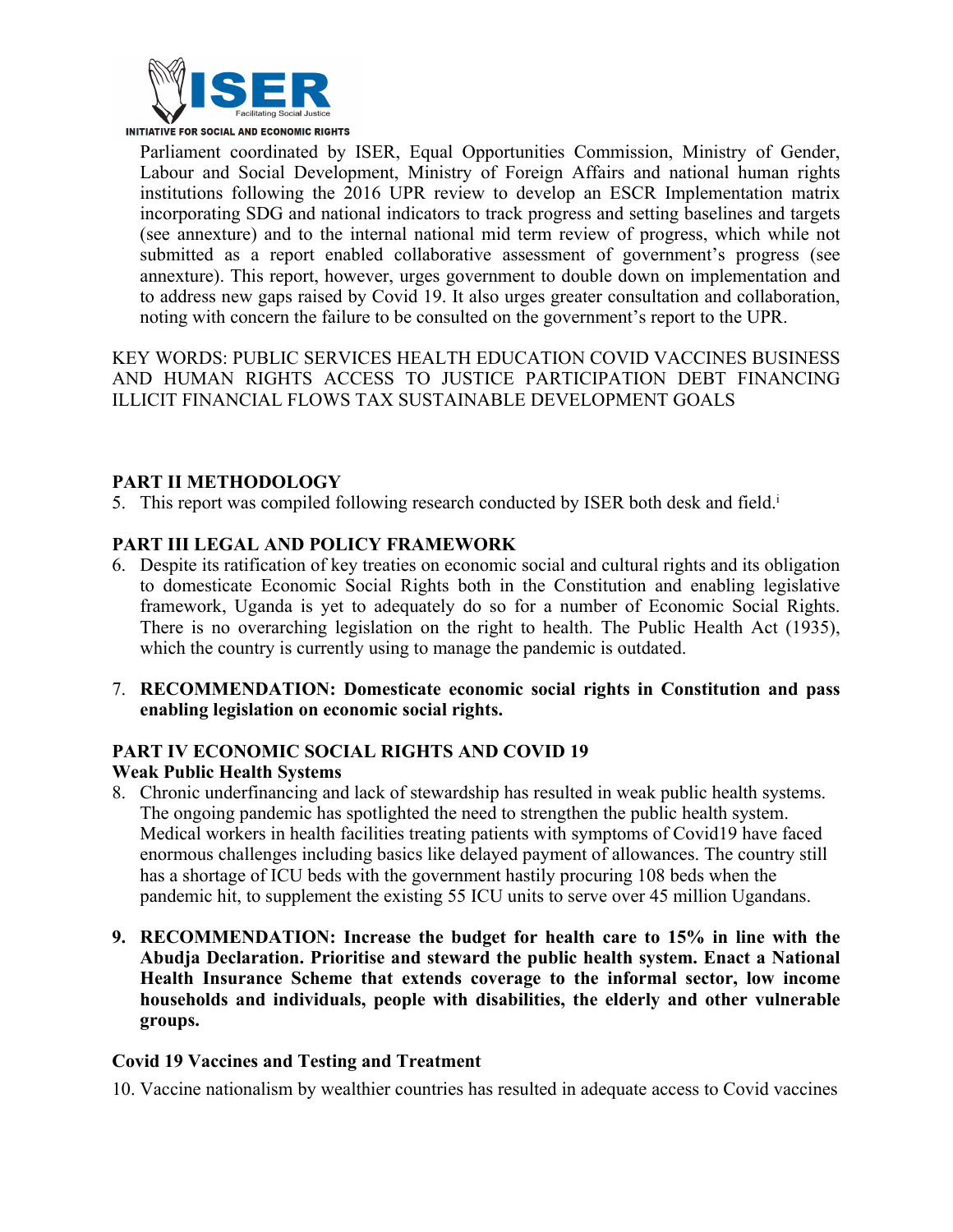Parliament coordinated by ISER, Equal Opportunities Commission, Ministry of Gender, Labour and Social Development, Ministry of Foreign Affairs and national human rights institutions following the 2016 UPR review to develop an ESCR Implementation matrix incorporating SDG and national indicators to track progress and setting baselines and targets (see annexture) and to the internal national mid term review of progress, which while not submitted as a report enabled collaborative assessment of government's progress (see annexture). This report, however, urges government to double down on implementation and to address new gaps raised by Covid 19. It also urges greater consultation and collaboration, noting with concern the failure to be consulted on the government's report to the UPR.

KEY WORDS: PUBLIC SERVICES HEALTH EDUCATION COVID VACCINES BUSINESS AND HUMAN RIGHTS ACCESS TO JUSTICE PARTICIPATION DEBT FINANCING ILLICIT FINANCIAL FLOWS TAX SUSTAINABLE DEVELOPMENT GOALS

## PART II METHODOLOGY

5. This report was compiled following research conducted by ISER both desk and field.[i]

## PART III LEGAL AND POLICY FRAMEWORK

6. Despite its ratification of key treaties on economic social and cultural rights and its obligation to domesticate Economic Social Rights both in the Constitution and enabling legislative framework, Uganda is yet to adequately do so for a number of Economic Social Rights. There is no overarching legislation on the right to health. The Public Health Act (1935), which the country is currently using to manage the pandemic is outdated.

7. **RECOMMENDATION: Domesticate economic social rights in Constitution and pass enabling legislation on economic social rights.**

## PART IV ECONOMIC SOCIAL RIGHTS AND COVID 19

### Weak Public Health Systems

8. Chronic underfinancing and lack of stewardship has resulted in weak public health systems. The ongoing pandemic has spotlighted the need to strengthen the public health system. Medical workers in health facilities treating patients with symptoms of Covid19 have faced enormous challenges including basics like delayed payment of allowances. The country still has a shortage of ICU beds with the government hastily procuring 108 beds when the pandemic hit, to supplement the existing 55 ICU units to serve over 45 million Ugandans.

9. **RECOMMENDATION: Increase the budget for health care to 15% in line with the Abudja Declaration. Prioritise and steward the public health system. Enact a National Health Insurance Scheme that extends coverage to the informal sector, low income households and individuals, people with disabilities, the elderly and other vulnerable groups.**

### Covid 19 Vaccines and Testing and Treatment

10. Vaccine nationalism by wealthier countries has resulted in adequate access to Covid vaccines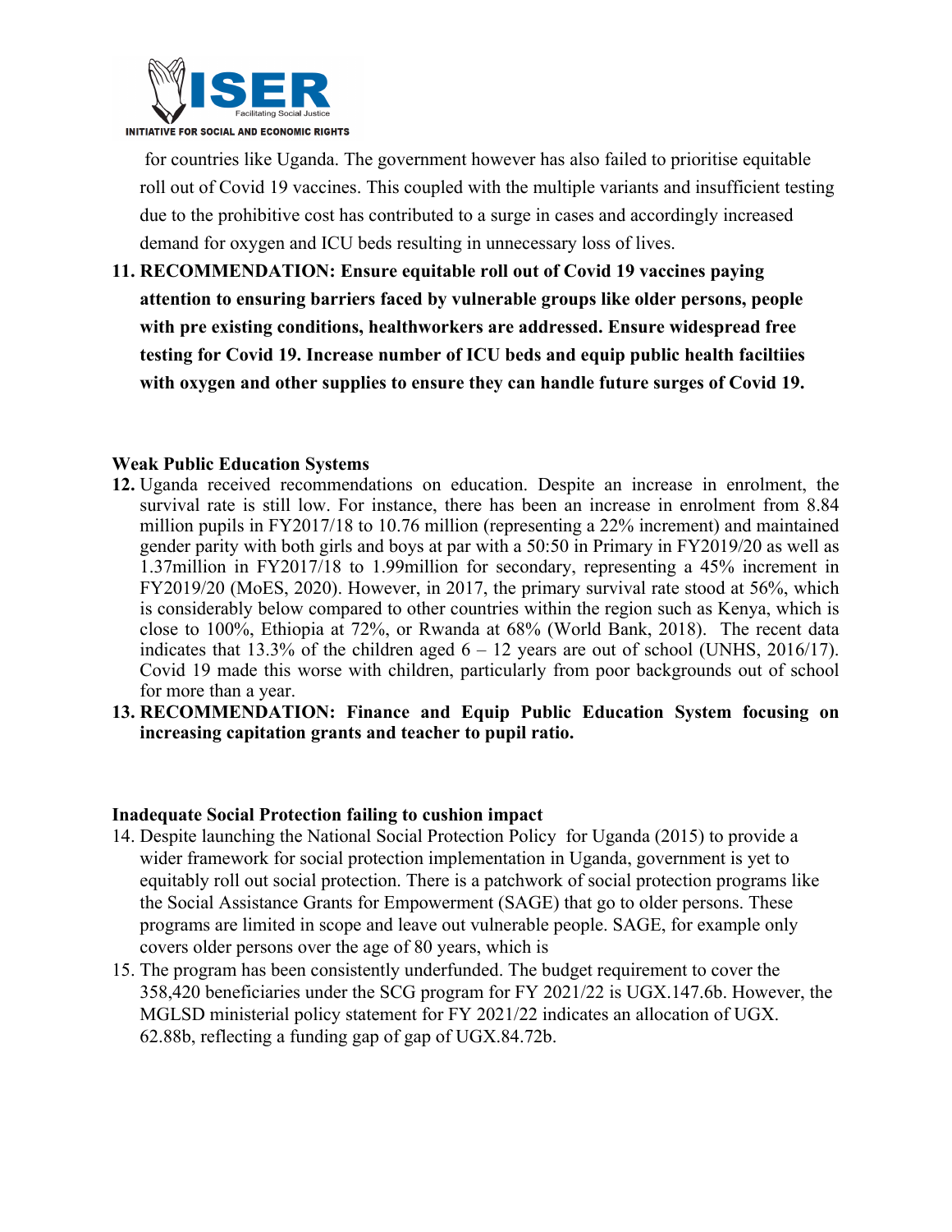for countries like Uganda. The government however has also failed to prioritise equitable roll out of Covid 19 vaccines. This coupled with the multiple variants and insufficient testing due to the prohibitive cost has contributed to a surge in cases and accordingly increased demand for oxygen and ICU beds resulting in unnecessary loss of lives.

11. **RECOMMENDATION: Ensure equitable roll out of Covid 19 vaccines paying attention to ensuring barriers faced by vulnerable groups like older persons, people with pre existing conditions, healthworkers are addressed. Ensure widespread free testing for Covid 19. Increase number of ICU beds and equip public health faciltiies with oxygen and other supplies to ensure they can handle future surges of Covid 19.**

**Weak Public Education Systems**

12. Uganda received recommendations on education. Despite an increase in enrolment, the survival rate is still low. For instance, there has been an increase in enrolment from 8.84 million pupils in FY2017/18 to 10.76 million (representing a 22% increment) and maintained gender parity with both girls and boys at par with a 50:50 in Primary in FY2019/20 as well as 1.37million in FY2017/18 to 1.99million for secondary, representing a 45% increment in FY2019/20 (MoES, 2020). However, in 2017, the primary survival rate stood at 56%, which is considerably below compared to other countries within the region such as Kenya, which is close to 100%, Ethiopia at 72%, or Rwanda at 68% (World Bank, 2018). The recent data indicates that 13.3% of the children aged 6 – 12 years are out of school (UNHS, 2016/17). Covid 19 made this worse with children, particularly from poor backgrounds out of school for more than a year.
13. **RECOMMENDATION: Finance and Equip Public Education System focusing on increasing capitation grants and teacher to pupil ratio.**

**Inadequate Social Protection failing to cushion impact**

14. Despite launching the National Social Protection Policy for Uganda (2015) to provide a wider framework for social protection implementation in Uganda, government is yet to equitably roll out social protection. There is a patchwork of social protection programs like the Social Assistance Grants for Empowerment (SAGE) that go to older persons. These programs are limited in scope and leave out vulnerable people. SAGE, for example only covers older persons over the age of 80 years, which is
15. The program has been consistently underfunded. The budget requirement to cover the 358,420 beneficiaries under the SCG program for FY 2021/22 is UGX.147.6b. However, the MGLSD ministerial policy statement for FY 2021/22 indicates an allocation of UGX. 62.88b, reflecting a funding gap of gap of UGX.84.72b.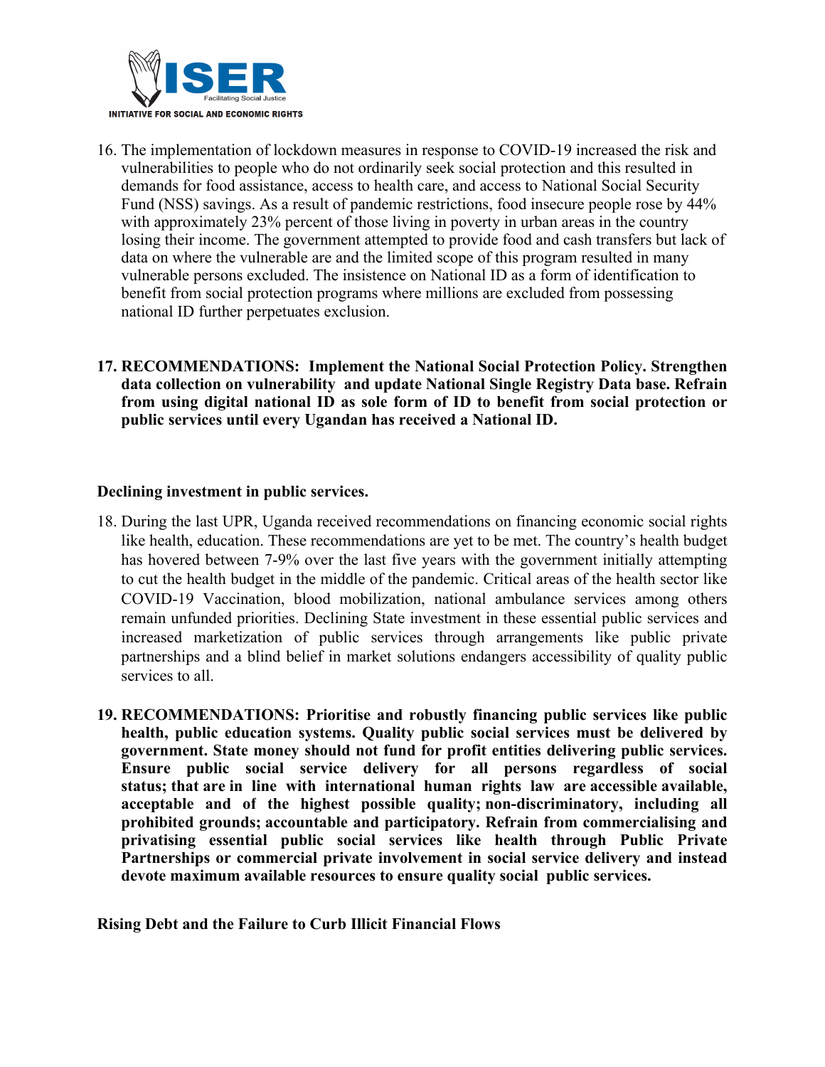16. The implementation of lockdown measures in response to COVID-19 increased the risk and vulnerabilities to people who do not ordinarily seek social protection and this resulted in demands for food assistance, access to health care, and access to National Social Security Fund (NSS) savings. As a result of pandemic restrictions, food insecure people rose by 44% with approximately 23% percent of those living in poverty in urban areas in the country losing their income. The government attempted to provide food and cash transfers but lack of data on where the vulnerable are and the limited scope of this program resulted in many vulnerable persons excluded. The insistence on National ID as a form of identification to benefit from social protection programs where millions are excluded from possessing national ID further perpetuates exclusion.

17. **RECOMMENDATIONS: Implement the National Social Protection Policy. Strengthen data collection on vulnerability and update National Single Registry Data base. Refrain from using digital national ID as sole form of ID to benefit from social protection or public services until every Ugandan has received a National ID.**

**Declining investment in public services.**

18. During the last UPR, Uganda received recommendations on financing economic social rights like health, education. These recommendations are yet to be met. The country's health budget has hovered between 7-9% over the last five years with the government initially attempting to cut the health budget in the middle of the pandemic. Critical areas of the health sector like COVID-19 Vaccination, blood mobilization, national ambulance services among others remain unfunded priorities. Declining State investment in these essential public services and increased marketization of public services through arrangements like public private partnerships and a blind belief in market solutions endangers accessibility of quality public services to all.

19. **RECOMMENDATIONS: Prioritise and robustly financing public services like public health, public education systems. Quality public social services must be delivered by government. State money should not fund for profit entities delivering public services. Ensure public social service delivery for all persons regardless of social status; that are in line with international human rights law are accessible available, acceptable and of the highest possible quality; non-discriminatory, including all prohibited grounds; accountable and participatory. Refrain from commercialising and privatising essential public social services like health through Public Private Partnerships or commercial private involvement in social service delivery and instead devote maximum available resources to ensure quality social public services.**

**Rising Debt and the Failure to Curb Illicit Financial Flows**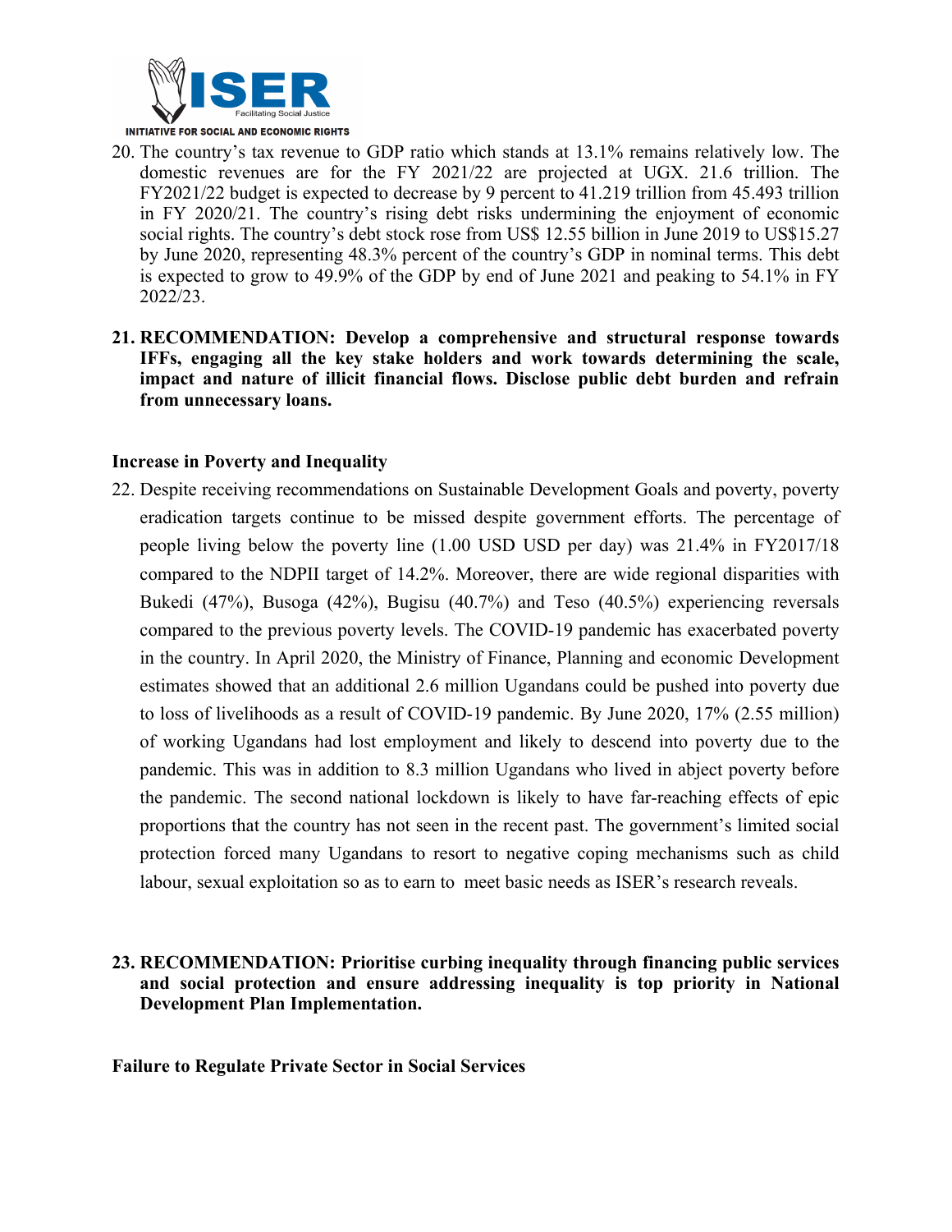20. The country's tax revenue to GDP ratio which stands at 13.1% remains relatively low. The domestic revenues are for the FY 2021/22 are projected at UGX. 21.6 trillion. The FY2021/22 budget is expected to decrease by 9 percent to 41.219 trillion from 45.493 trillion in FY 2020/21. The country's rising debt risks undermining the enjoyment of economic social rights. The country's debt stock rose from US$ 12.55 billion in June 2019 to US$15.27 by June 2020, representing 48.3% percent of the country's GDP in nominal terms. This debt is expected to grow to 49.9% of the GDP by end of June 2021 and peaking to 54.1% in FY 2022/23.

21. **RECOMMENDATION: Develop a comprehensive and structural response towards IFFs, engaging all the key stake holders and work towards determining the scale, impact and nature of illicit financial flows. Disclose public debt burden and refrain from unnecessary loans.**

**Increase in Poverty and Inequality**

22. Despite receiving recommendations on Sustainable Development Goals and poverty, poverty eradication targets continue to be missed despite government efforts. The percentage of people living below the poverty line (1.00 USD USD per day) was 21.4% in FY2017/18 compared to the NDPII target of 14.2%. Moreover, there are wide regional disparities with Bukedi (47%), Busoga (42%), Bugisu (40.7%) and Teso (40.5%) experiencing reversals compared to the previous poverty levels. The COVID-19 pandemic has exacerbated poverty in the country. In April 2020, the Ministry of Finance, Planning and economic Development estimates showed that an additional 2.6 million Ugandans could be pushed into poverty due to loss of livelihoods as a result of COVID-19 pandemic. By June 2020, 17% (2.55 million) of working Ugandans had lost employment and likely to descend into poverty due to the pandemic. This was in addition to 8.3 million Ugandans who lived in abject poverty before the pandemic. The second national lockdown is likely to have far-reaching effects of epic proportions that the country has not seen in the recent past. The government's limited social protection forced many Ugandans to resort to negative coping mechanisms such as child labour, sexual exploitation so as to earn to meet basic needs as ISER's research reveals.

23. **RECOMMENDATION: Prioritise curbing inequality through financing public services and social protection and ensure addressing inequality is top priority in National Development Plan Implementation.**

**Failure to Regulate Private Sector in Social Services**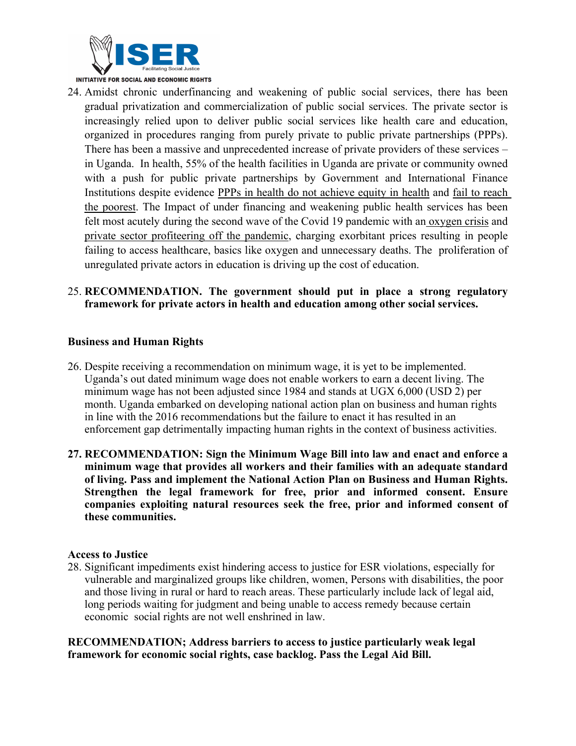24. Amidst chronic underfinancing and weakening of public social services, there has been gradual privatization and commercialization of public social services. The private sector is increasingly relied upon to deliver public social services like health care and education, organized in procedures ranging from purely private to public private partnerships (PPPs). There has been a massive and unprecedented increase of private providers of these services – in Uganda. In health, 55% of the health facilities in Uganda are private or community owned with a push for public private partnerships by Government and International Finance Institutions despite evidence PPPs in health do not achieve equity in health and fail to reach the poorest. The Impact of under financing and weakening public health services has been felt most acutely during the second wave of the Covid 19 pandemic with an oxygen crisis and private sector profiteering off the pandemic, charging exorbitant prices resulting in people failing to access healthcare, basics like oxygen and unnecessary deaths. The proliferation of unregulated private actors in education is driving up the cost of education.

25. **RECOMMENDATION. The government should put in place a strong regulatory framework for private actors in health and education among other social services.**

**Business and Human Rights**

26. Despite receiving a recommendation on minimum wage, it is yet to be implemented. Uganda's out dated minimum wage does not enable workers to earn a decent living. The minimum wage has not been adjusted since 1984 and stands at UGX 6,000 (USD 2) per month. Uganda embarked on developing national action plan on business and human rights in line with the 2016 recommendations but the failure to enact it has resulted in an enforcement gap detrimentally impacting human rights in the context of business activities.

27. **RECOMMENDATION: Sign the Minimum Wage Bill into law and enact and enforce a minimum wage that provides all workers and their families with an adequate standard of living. Pass and implement the National Action Plan on Business and Human Rights. Strengthen the legal framework for free, prior and informed consent. Ensure companies exploiting natural resources seek the free, prior and informed consent of these communities.**

**Access to Justice**

28. Significant impediments exist hindering access to justice for ESR violations, especially for vulnerable and marginalized groups like children, women, Persons with disabilities, the poor and those living in rural or hard to reach areas. These particularly include lack of legal aid, long periods waiting for judgment and being unable to access remedy because certain economic social rights are not well enshrined in law.

**RECOMMENDATION; Address barriers to access to justice particularly weak legal framework for economic social rights, case backlog. Pass the Legal Aid Bill.**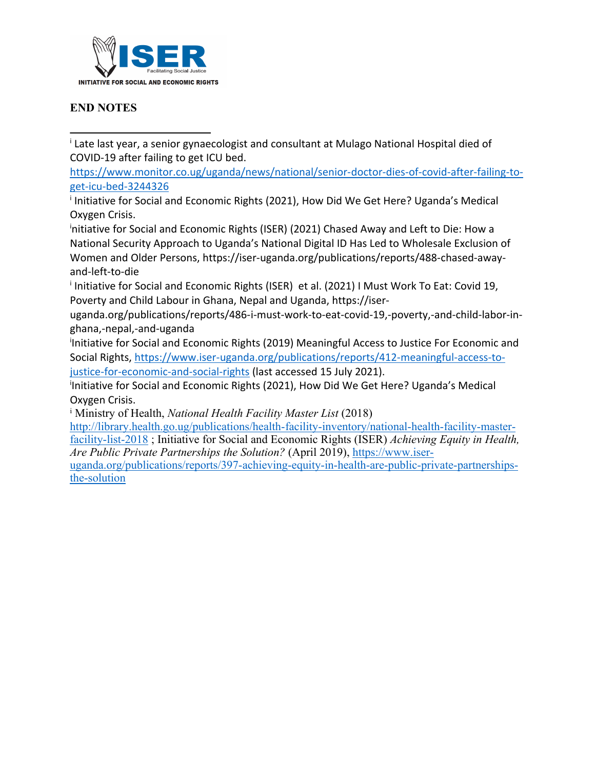## END NOTES

[i] Late last year, a senior gynaecologist and consultant at Mulago National Hospital died of COVID-19 after failing to get ICU bed. https://www.monitor.co.ug/uganda/news/national/senior-doctor-dies-of-covid-after-failing-to-get-icu-bed-3244326

[i] Initiative for Social and Economic Rights (2021), How Did We Get Here? Uganda's Medical Oxygen Crisis.

[i]nitiative for Social and Economic Rights (ISER) (2021) Chased Away and Left to Die: How a National Security Approach to Uganda's National Digital ID Has Led to Wholesale Exclusion of Women and Older Persons, https://iser-uganda.org/publications/reports/488-chased-away-and-left-to-die

[i] Initiative for Social and Economic Rights (ISER) et al. (2021) I Must Work To Eat: Covid 19, Poverty and Child Labour in Ghana, Nepal and Uganda, https://iser-uganda.org/publications/reports/486-i-must-work-to-eat-covid-19,-poverty,-and-child-labor-in-ghana,-nepal,-and-uganda

[i]Initiative for Social and Economic Rights (2019) Meaningful Access to Justice For Economic and Social Rights, https://www.iser-uganda.org/publications/reports/412-meaningful-access-to-justice-for-economic-and-social-rights (last accessed 15 July 2021).

[i]Initiative for Social and Economic Rights (2021), How Did We Get Here? Uganda's Medical Oxygen Crisis.

[i] Ministry of Health, *National Health Facility Master List* (2018) http://library.health.go.ug/publications/health-facility-inventory/national-health-facility-master-facility-list-2018 ; Initiative for Social and Economic Rights (ISER) *Achieving Equity in Health, Are Public Private Partnerships the Solution?* (April 2019), https://www.iser-uganda.org/publications/reports/397-achieving-equity-in-health-are-public-private-partnerships-the-solution